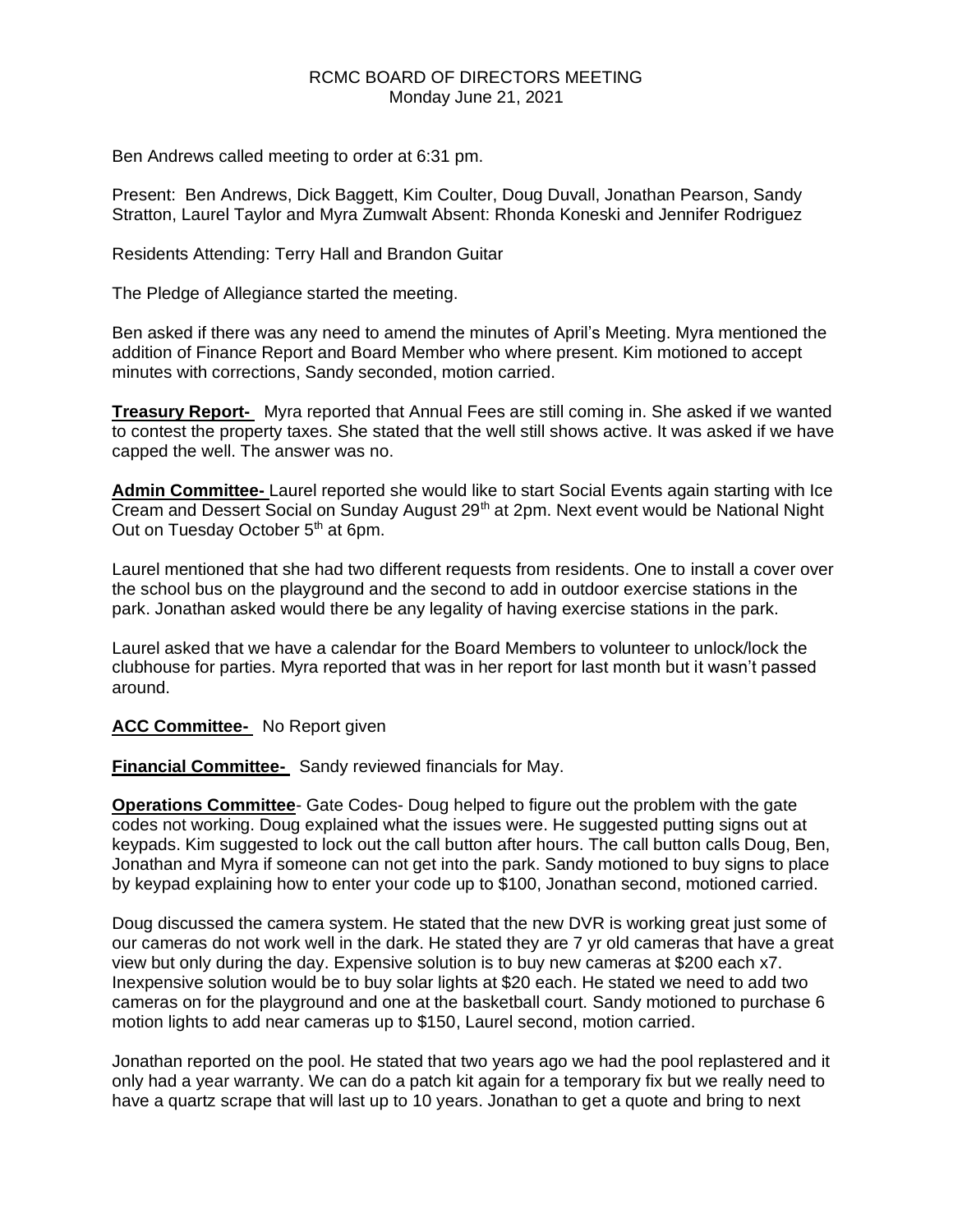RCMC BOARD OF DIRECTORS MEETING
Monday June 21, 2021

Ben Andrews called meeting to order at 6:31 pm.

Present: Ben Andrews, Dick Baggett, Kim Coulter, Doug Duvall, Jonathan Pearson, Sandy Stratton, Laurel Taylor and Myra Zumwalt Absent: Rhonda Koneski and Jennifer Rodriguez

Residents Attending: Terry Hall and Brandon Guitar

The Pledge of Allegiance started the meeting.

Ben asked if there was any need to amend the minutes of April's Meeting. Myra mentioned the addition of Finance Report and Board Member who where present. Kim motioned to accept minutes with corrections, Sandy seconded, motion carried.

**Treasury Report-** Myra reported that Annual Fees are still coming in. She asked if we wanted to contest the property taxes. She stated that the well still shows active. It was asked if we have capped the well. The answer was no.

**Admin Committee-** Laurel reported she would like to start Social Events again starting with Ice Cream and Dessert Social on Sunday August 29th at 2pm. Next event would be National Night Out on Tuesday October 5th at 6pm.

Laurel mentioned that she had two different requests from residents. One to install a cover over the school bus on the playground and the second to add in outdoor exercise stations in the park. Jonathan asked would there be any legality of having exercise stations in the park.

Laurel asked that we have a calendar for the Board Members to volunteer to unlock/lock the clubhouse for parties. Myra reported that was in her report for last month but it wasn't passed around.

**ACC Committee-** No Report given

**Financial Committee-** Sandy reviewed financials for May.

**Operations Committee**- Gate Codes- Doug helped to figure out the problem with the gate codes not working. Doug explained what the issues were. He suggested putting signs out at keypads. Kim suggested to lock out the call button after hours. The call button calls Doug, Ben, Jonathan and Myra if someone can not get into the park. Sandy motioned to buy signs to place by keypad explaining how to enter your code up to $100, Jonathan second, motioned carried.

Doug discussed the camera system. He stated that the new DVR is working great just some of our cameras do not work well in the dark. He stated they are 7 yr old cameras that have a great view but only during the day. Expensive solution is to buy new cameras at $200 each x7. Inexpensive solution would be to buy solar lights at $20 each. He stated we need to add two cameras on for the playground and one at the basketball court. Sandy motioned to purchase 6 motion lights to add near cameras up to $150, Laurel second, motion carried.

Jonathan reported on the pool. He stated that two years ago we had the pool replastered and it only had a year warranty. We can do a patch kit again for a temporary fix but we really need to have a quartz scrape that will last up to 10 years. Jonathan to get a quote and bring to next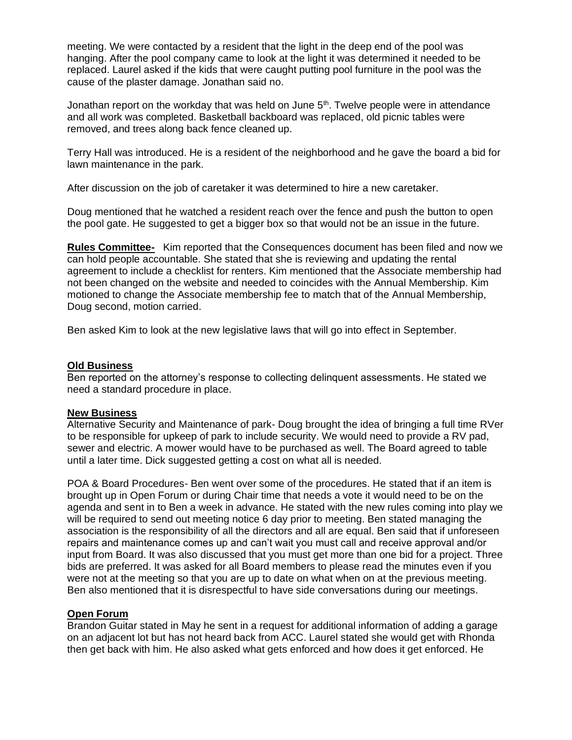meeting. We were contacted by a resident that the light in the deep end of the pool was hanging. After the pool company came to look at the light it was determined it needed to be replaced. Laurel asked if the kids that were caught putting pool furniture in the pool was the cause of the plaster damage. Jonathan said no.

Jonathan report on the workday that was held on June 5th. Twelve people were in attendance and all work was completed. Basketball backboard was replaced, old picnic tables were removed, and trees along back fence cleaned up.

Terry Hall was introduced. He is a resident of the neighborhood and he gave the board a bid for lawn maintenance in the park.

After discussion on the job of caretaker it was determined to hire a new caretaker.

Doug mentioned that he watched a resident reach over the fence and push the button to open the pool gate. He suggested to get a bigger box so that would not be an issue in the future.

**Rules Committee-** Kim reported that the Consequences document has been filed and now we can hold people accountable. She stated that she is reviewing and updating the rental agreement to include a checklist for renters. Kim mentioned that the Associate membership had not been changed on the website and needed to coincides with the Annual Membership. Kim motioned to change the Associate membership fee to match that of the Annual Membership, Doug second, motion carried.

Ben asked Kim to look at the new legislative laws that will go into effect in September.

## Old Business

Ben reported on the attorney's response to collecting delinquent assessments. He stated we need a standard procedure in place.

## New Business

Alternative Security and Maintenance of park- Doug brought the idea of bringing a full time RVer to be responsible for upkeep of park to include security. We would need to provide a RV pad, sewer and electric. A mower would have to be purchased as well. The Board agreed to table until a later time. Dick suggested getting a cost on what all is needed.

POA & Board Procedures- Ben went over some of the procedures. He stated that if an item is brought up in Open Forum or during Chair time that needs a vote it would need to be on the agenda and sent in to Ben a week in advance. He stated with the new rules coming into play we will be required to send out meeting notice 6 day prior to meeting. Ben stated managing the association is the responsibility of all the directors and all are equal. Ben said that if unforeseen repairs and maintenance comes up and can't wait you must call and receive approval and/or input from Board. It was also discussed that you must get more than one bid for a project. Three bids are preferred. It was asked for all Board members to please read the minutes even if you were not at the meeting so that you are up to date on what when on at the previous meeting. Ben also mentioned that it is disrespectful to have side conversations during our meetings.

## Open Forum

Brandon Guitar stated in May he sent in a request for additional information of adding a garage on an adjacent lot but has not heard back from ACC. Laurel stated she would get with Rhonda then get back with him. He also asked what gets enforced and how does it get enforced. He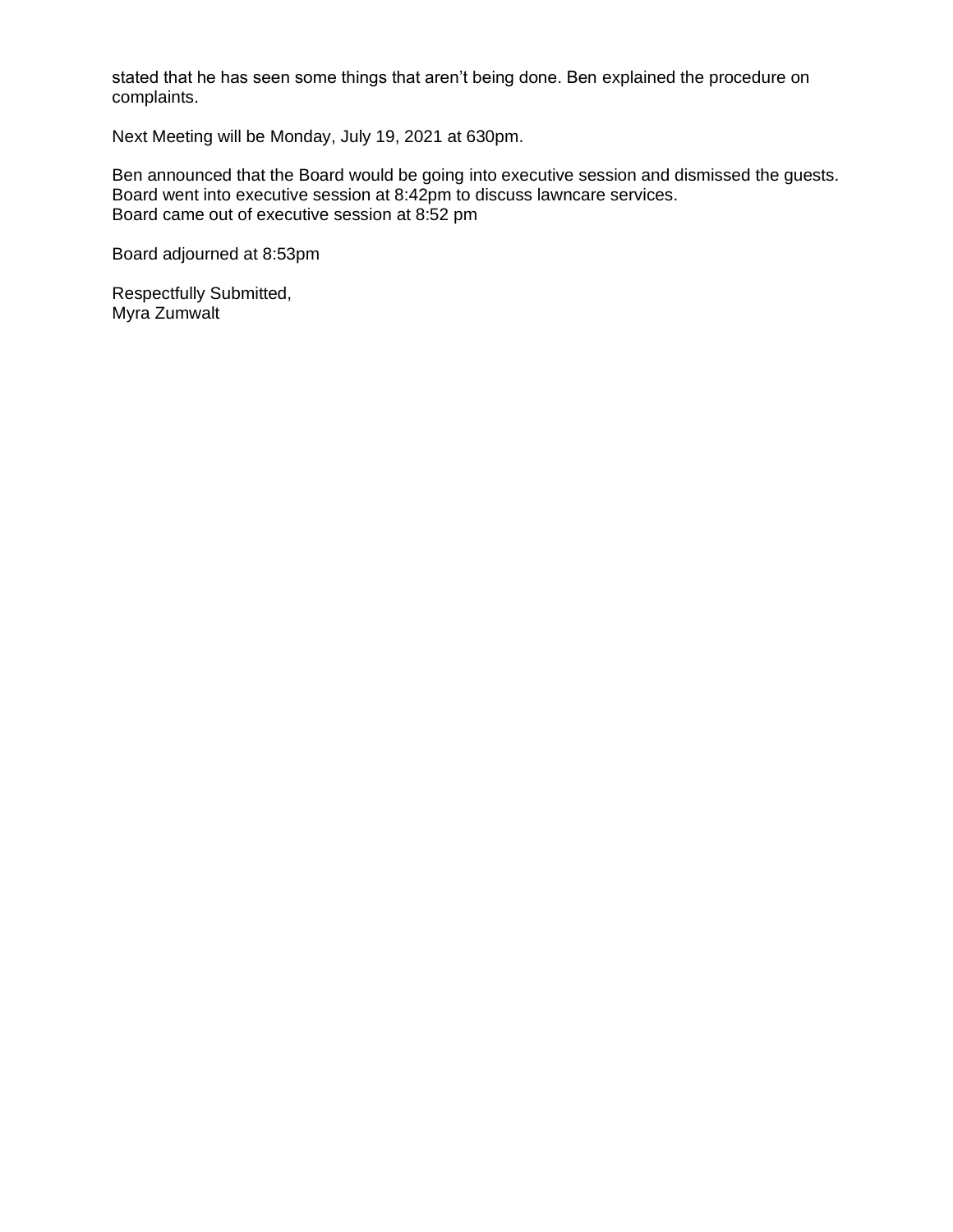stated that he has seen some things that aren't being done. Ben explained the procedure on complaints.

Next Meeting will be Monday, July 19, 2021 at 630pm.

Ben announced that the Board would be going into executive session and dismissed the guests.
Board went into executive session at 8:42pm to discuss lawncare services.
Board came out of executive session at 8:52 pm

Board adjourned at 8:53pm

Respectfully Submitted,
Myra Zumwalt